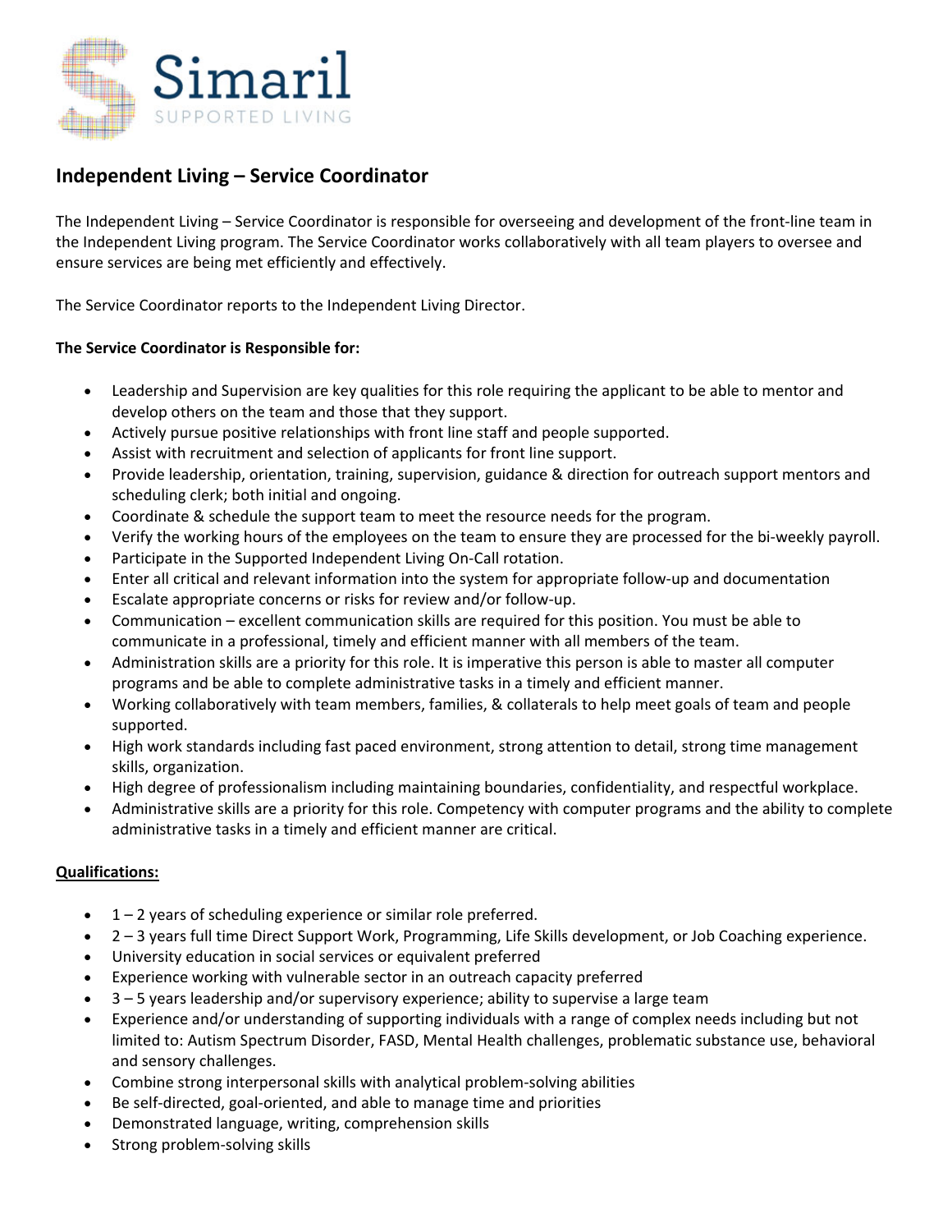Simaril

SUPPORTED LIVING

## Independent Living – Service Coordinator

The Independent Living – Service Coordinator is responsible for overseeing and development of the front-line team in the Independent Living program. The Service Coordinator works collaboratively with all team players to oversee and ensure services are being met efficiently and effectively.

The Service Coordinator reports to the Independent Living Director.

**The Service Coordinator is Responsible for:**

- Leadership and Supervision are key qualities for this role requiring the applicant to be able to mentor and develop others on the team and those that they support.
- Actively pursue positive relationships with front line staff and people supported.
- Assist with recruitment and selection of applicants for front line support.
- Provide leadership, orientation, training, supervision, guidance & direction for outreach support mentors and scheduling clerk; both initial and ongoing.
- Coordinate & schedule the support team to meet the resource needs for the program.
- Verify the working hours of the employees on the team to ensure they are processed for the bi-weekly payroll.
- Participate in the Supported Independent Living On-Call rotation.
- Enter all critical and relevant information into the system for appropriate follow-up and documentation
- Escalate appropriate concerns or risks for review and/or follow-up.
- Communication – excellent communication skills are required for this position. You must be able to communicate in a professional, timely and efficient manner with all members of the team.
- Administration skills are a priority for this role. It is imperative this person is able to master all computer programs and be able to complete administrative tasks in a timely and efficient manner.
- Working collaboratively with team members, families, & collaterals to help meet goals of team and people supported.
- High work standards including fast paced environment, strong attention to detail, strong time management skills, organization.
- High degree of professionalism including maintaining boundaries, confidentiality, and respectful workplace.
- Administrative skills are a priority for this role. Competency with computer programs and the ability to complete administrative tasks in a timely and efficient manner are critical.

**Qualifications:**

- 1 – 2 years of scheduling experience or similar role preferred.
- 2 – 3 years full time Direct Support Work, Programming, Life Skills development, or Job Coaching experience.
- University education in social services or equivalent preferred
- Experience working with vulnerable sector in an outreach capacity preferred
- 3 – 5 years leadership and/or supervisory experience; ability to supervise a large team
- Experience and/or understanding of supporting individuals with a range of complex needs including but not limited to: Autism Spectrum Disorder, FASD, Mental Health challenges, problematic substance use, behavioral and sensory challenges.
- Combine strong interpersonal skills with analytical problem-solving abilities
- Be self-directed, goal-oriented, and able to manage time and priorities
- Demonstrated language, writing, comprehension skills
- Strong problem-solving skills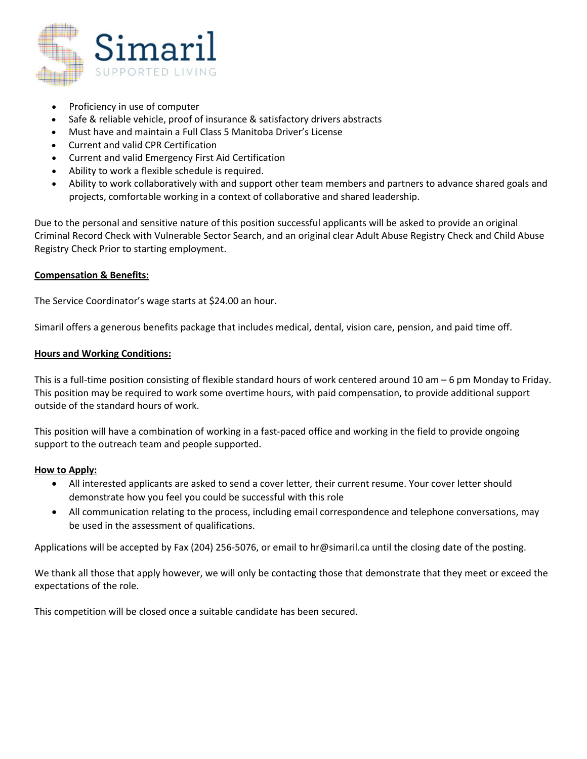- Proficiency in use of computer
- Safe & reliable vehicle, proof of insurance & satisfactory drivers abstracts
- Must have and maintain a Full Class 5 Manitoba Driver's License
- Current and valid CPR Certification
- Current and valid Emergency First Aid Certification
- Ability to work a flexible schedule is required.
- Ability to work collaboratively with and support other team members and partners to advance shared goals and projects, comfortable working in a context of collaborative and shared leadership.

Due to the personal and sensitive nature of this position successful applicants will be asked to provide an original Criminal Record Check with Vulnerable Sector Search, and an original clear Adult Abuse Registry Check and Child Abuse Registry Check Prior to starting employment.

**Compensation & Benefits:**

The Service Coordinator's wage starts at $24.00 an hour.

Simaril offers a generous benefits package that includes medical, dental, vision care, pension, and paid time off.

**Hours and Working Conditions:**

This is a full-time position consisting of flexible standard hours of work centered around 10 am – 6 pm Monday to Friday. This position may be required to work some overtime hours, with paid compensation, to provide additional support outside of the standard hours of work.

This position will have a combination of working in a fast-paced office and working in the field to provide ongoing support to the outreach team and people supported.

**How to Apply:**

- All interested applicants are asked to send a cover letter, their current resume. Your cover letter should demonstrate how you feel you could be successful with this role
- All communication relating to the process, including email correspondence and telephone conversations, may be used in the assessment of qualifications.

Applications will be accepted by Fax (204) 256-5076, or email to hr@simaril.ca until the closing date of the posting.

We thank all those that apply however, we will only be contacting those that demonstrate that they meet or exceed the expectations of the role.

This competition will be closed once a suitable candidate has been secured.